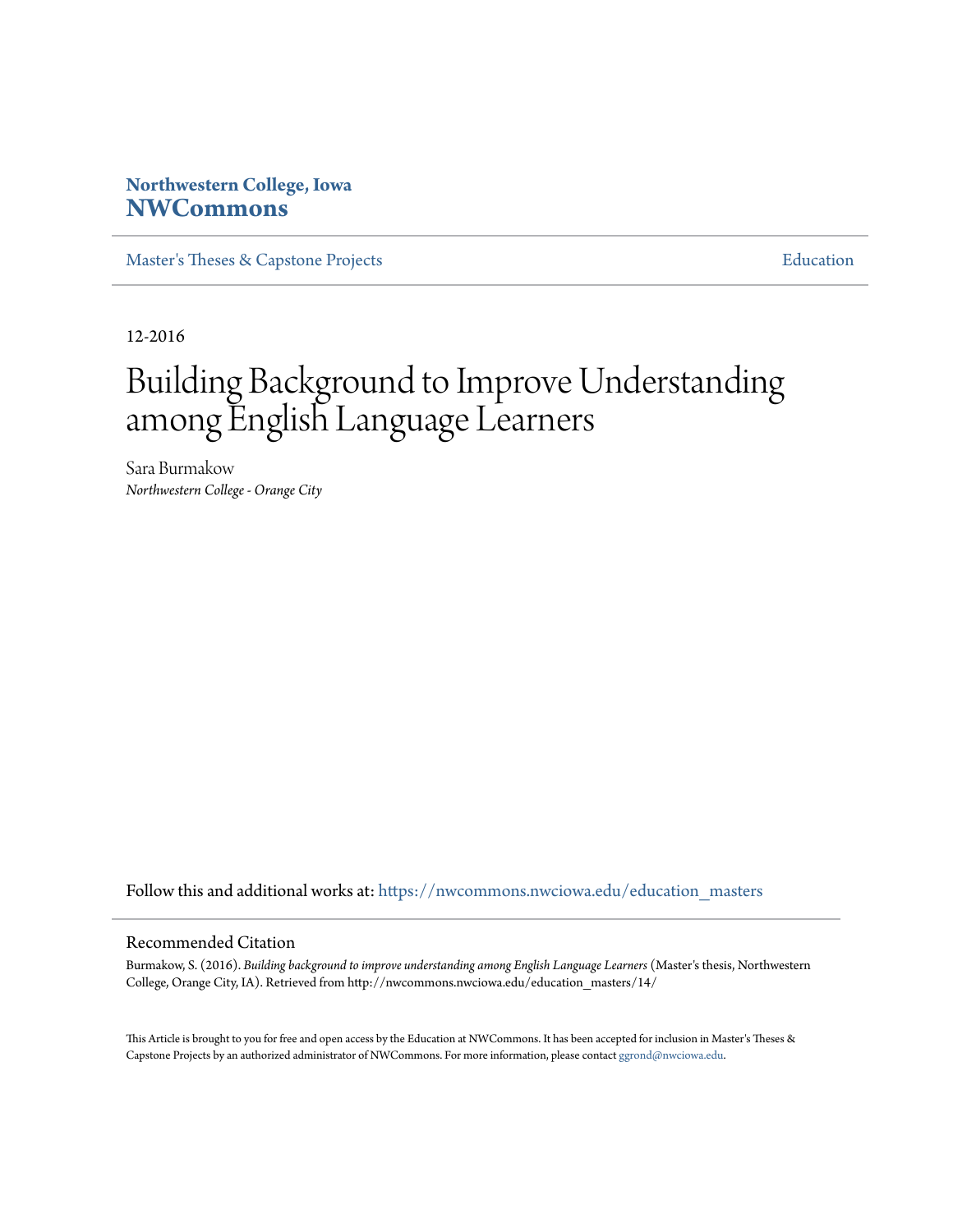**Northwestern College, Iowa**
# NWCommons

Master's Theses & Capstone Projects | Education

12-2016

# Building Background to Improve Understanding among English Language Learners

Sara Burmakow
*Northwestern College - Orange City*

Follow this and additional works at: https://nwcommons.nwciowa.edu/education_masters

## Recommended Citation

Burmakow, S. (2016). *Building background to improve understanding among English Language Learners* (Master's thesis, Northwestern College, Orange City, IA). Retrieved from http://nwcommons.nwciowa.edu/education_masters/14/

This Article is brought to you for free and open access by the Education at NWCommons. It has been accepted for inclusion in Master's Theses & Capstone Projects by an authorized administrator of NWCommons. For more information, please contact ggrond@nwciowa.edu.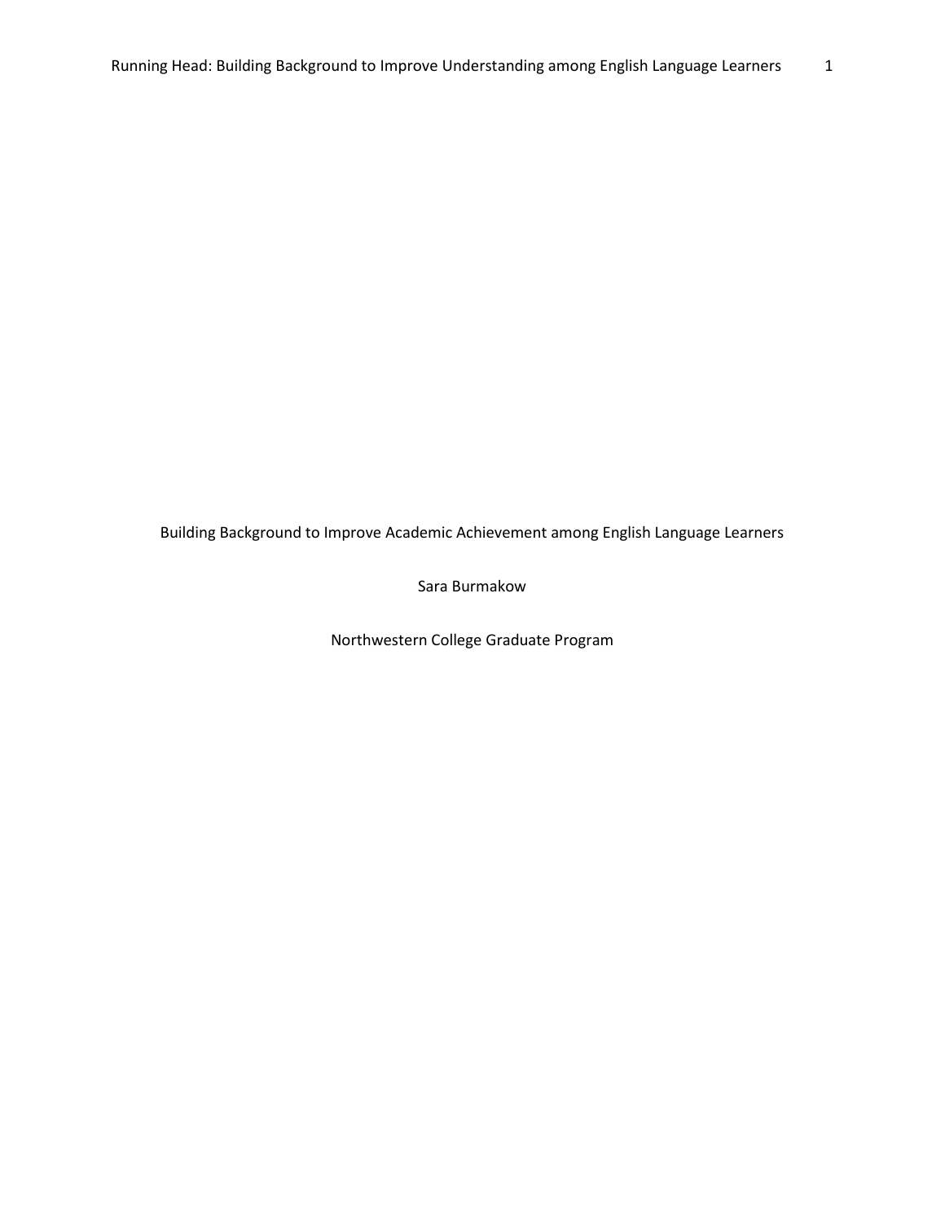Building Background to Improve Academic Achievement among English Language Learners

Sara Burmakow

Northwestern College Graduate Program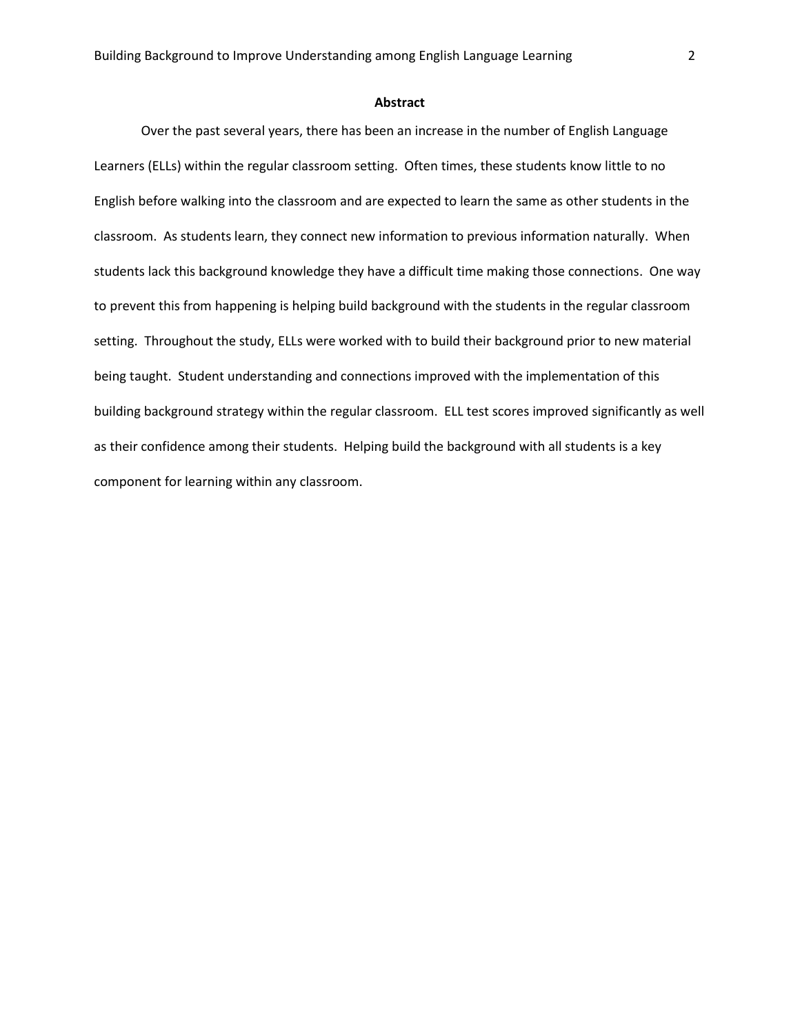## Abstract

Over the past several years, there has been an increase in the number of English Language Learners (ELLs) within the regular classroom setting. Often times, these students know little to no English before walking into the classroom and are expected to learn the same as other students in the classroom. As students learn, they connect new information to previous information naturally. When students lack this background knowledge they have a difficult time making those connections. One way to prevent this from happening is helping build background with the students in the regular classroom setting. Throughout the study, ELLs were worked with to build their background prior to new material being taught. Student understanding and connections improved with the implementation of this building background strategy within the regular classroom. ELL test scores improved significantly as well as their confidence among their students. Helping build the background with all students is a key component for learning within any classroom.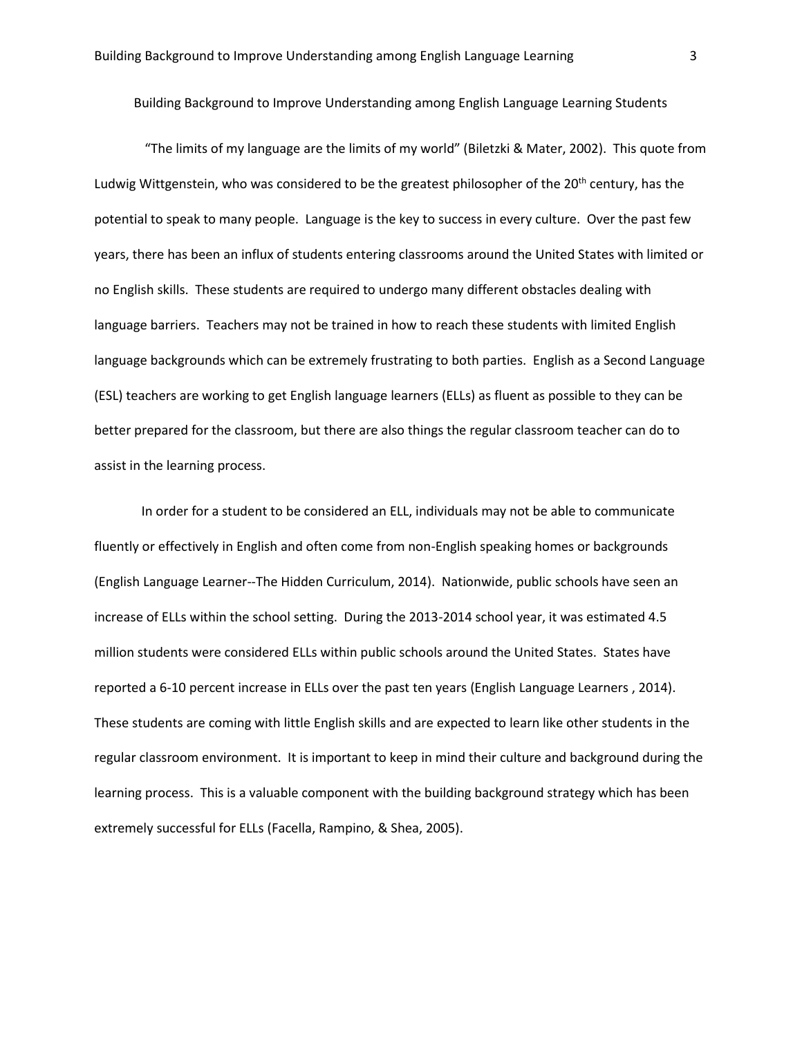# Building Background to Improve Understanding among English Language Learning Students

"The limits of my language are the limits of my world" (Biletzki & Mater, 2002). This quote from Ludwig Wittgenstein, who was considered to be the greatest philosopher of the 20th century, has the potential to speak to many people. Language is the key to success in every culture. Over the past few years, there has been an influx of students entering classrooms around the United States with limited or no English skills. These students are required to undergo many different obstacles dealing with language barriers. Teachers may not be trained in how to reach these students with limited English language backgrounds which can be extremely frustrating to both parties. English as a Second Language (ESL) teachers are working to get English language learners (ELLs) as fluent as possible to they can be better prepared for the classroom, but there are also things the regular classroom teacher can do to assist in the learning process.

In order for a student to be considered an ELL, individuals may not be able to communicate fluently or effectively in English and often come from non-English speaking homes or backgrounds (English Language Learner--The Hidden Curriculum, 2014). Nationwide, public schools have seen an increase of ELLs within the school setting. During the 2013-2014 school year, it was estimated 4.5 million students were considered ELLs within public schools around the United States. States have reported a 6-10 percent increase in ELLs over the past ten years (English Language Learners , 2014). These students are coming with little English skills and are expected to learn like other students in the regular classroom environment. It is important to keep in mind their culture and background during the learning process. This is a valuable component with the building background strategy which has been extremely successful for ELLs (Facella, Rampino, & Shea, 2005).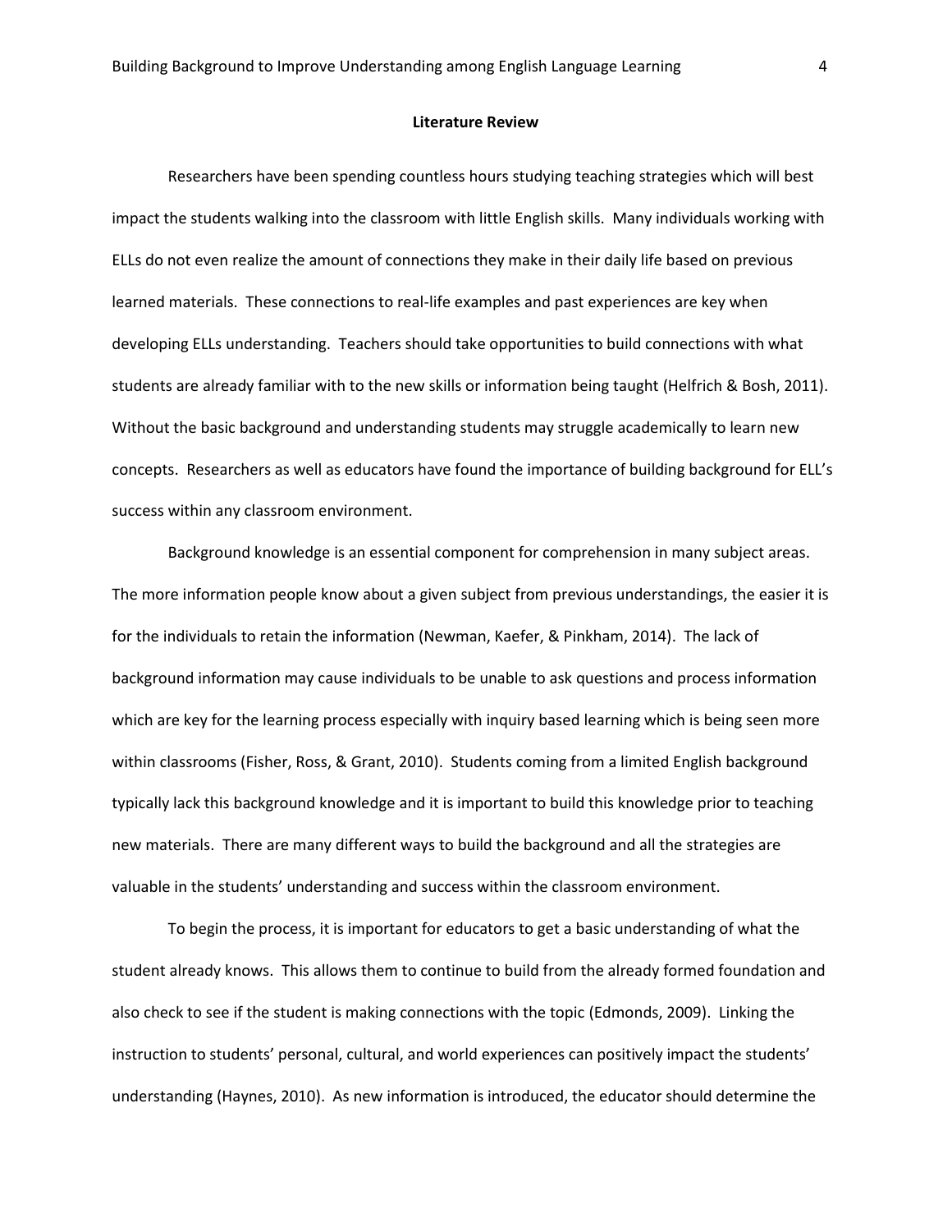## Literature Review

Researchers have been spending countless hours studying teaching strategies which will best impact the students walking into the classroom with little English skills. Many individuals working with ELLs do not even realize the amount of connections they make in their daily life based on previous learned materials. These connections to real-life examples and past experiences are key when developing ELLs understanding. Teachers should take opportunities to build connections with what students are already familiar with to the new skills or information being taught (Helfrich & Bosh, 2011). Without the basic background and understanding students may struggle academically to learn new concepts. Researchers as well as educators have found the importance of building background for ELL's success within any classroom environment.

Background knowledge is an essential component for comprehension in many subject areas. The more information people know about a given subject from previous understandings, the easier it is for the individuals to retain the information (Newman, Kaefer, & Pinkham, 2014). The lack of background information may cause individuals to be unable to ask questions and process information which are key for the learning process especially with inquiry based learning which is being seen more within classrooms (Fisher, Ross, & Grant, 2010). Students coming from a limited English background typically lack this background knowledge and it is important to build this knowledge prior to teaching new materials. There are many different ways to build the background and all the strategies are valuable in the students' understanding and success within the classroom environment.

To begin the process, it is important for educators to get a basic understanding of what the student already knows. This allows them to continue to build from the already formed foundation and also check to see if the student is making connections with the topic (Edmonds, 2009). Linking the instruction to students' personal, cultural, and world experiences can positively impact the students' understanding (Haynes, 2010). As new information is introduced, the educator should determine the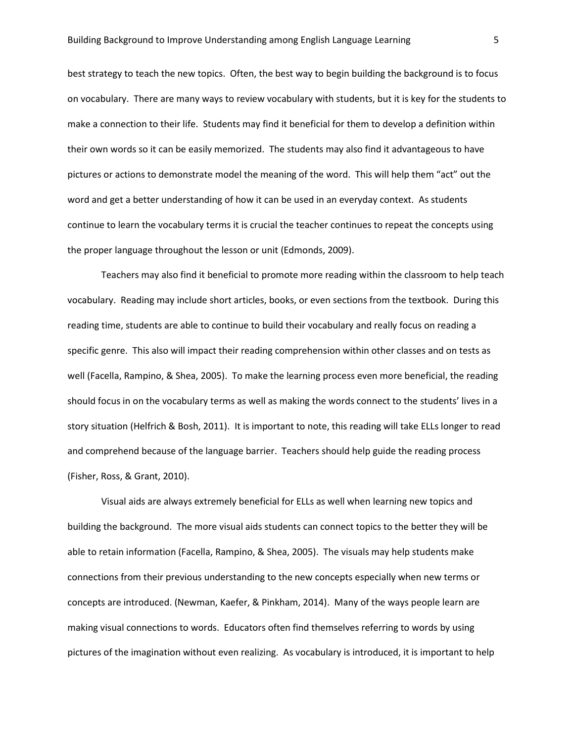best strategy to teach the new topics. Often, the best way to begin building the background is to focus on vocabulary. There are many ways to review vocabulary with students, but it is key for the students to make a connection to their life. Students may find it beneficial for them to develop a definition within their own words so it can be easily memorized. The students may also find it advantageous to have pictures or actions to demonstrate model the meaning of the word. This will help them "act" out the word and get a better understanding of how it can be used in an everyday context. As students continue to learn the vocabulary terms it is crucial the teacher continues to repeat the concepts using the proper language throughout the lesson or unit (Edmonds, 2009).

Teachers may also find it beneficial to promote more reading within the classroom to help teach vocabulary. Reading may include short articles, books, or even sections from the textbook. During this reading time, students are able to continue to build their vocabulary and really focus on reading a specific genre. This also will impact their reading comprehension within other classes and on tests as well (Facella, Rampino, & Shea, 2005). To make the learning process even more beneficial, the reading should focus in on the vocabulary terms as well as making the words connect to the students' lives in a story situation (Helfrich & Bosh, 2011). It is important to note, this reading will take ELLs longer to read and comprehend because of the language barrier. Teachers should help guide the reading process (Fisher, Ross, & Grant, 2010).

Visual aids are always extremely beneficial for ELLs as well when learning new topics and building the background. The more visual aids students can connect topics to the better they will be able to retain information (Facella, Rampino, & Shea, 2005). The visuals may help students make connections from their previous understanding to the new concepts especially when new terms or concepts are introduced. (Newman, Kaefer, & Pinkham, 2014). Many of the ways people learn are making visual connections to words. Educators often find themselves referring to words by using pictures of the imagination without even realizing. As vocabulary is introduced, it is important to help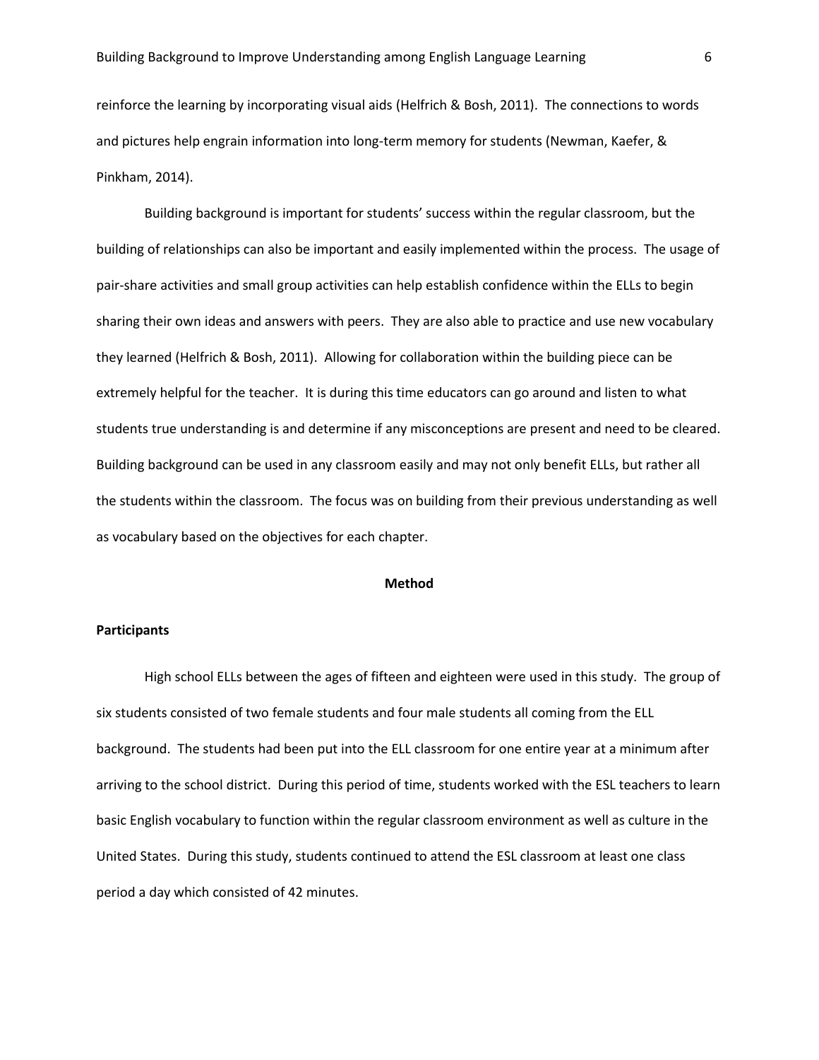reinforce the learning by incorporating visual aids (Helfrich & Bosh, 2011). The connections to words and pictures help engrain information into long-term memory for students (Newman, Kaefer, & Pinkham, 2014).

Building background is important for students' success within the regular classroom, but the building of relationships can also be important and easily implemented within the process. The usage of pair-share activities and small group activities can help establish confidence within the ELLs to begin sharing their own ideas and answers with peers. They are also able to practice and use new vocabulary they learned (Helfrich & Bosh, 2011). Allowing for collaboration within the building piece can be extremely helpful for the teacher. It is during this time educators can go around and listen to what students true understanding is and determine if any misconceptions are present and need to be cleared. Building background can be used in any classroom easily and may not only benefit ELLs, but rather all the students within the classroom. The focus was on building from their previous understanding as well as vocabulary based on the objectives for each chapter.

## Method

### Participants

High school ELLs between the ages of fifteen and eighteen were used in this study. The group of six students consisted of two female students and four male students all coming from the ELL background. The students had been put into the ELL classroom for one entire year at a minimum after arriving to the school district. During this period of time, students worked with the ESL teachers to learn basic English vocabulary to function within the regular classroom environment as well as culture in the United States. During this study, students continued to attend the ESL classroom at least one class period a day which consisted of 42 minutes.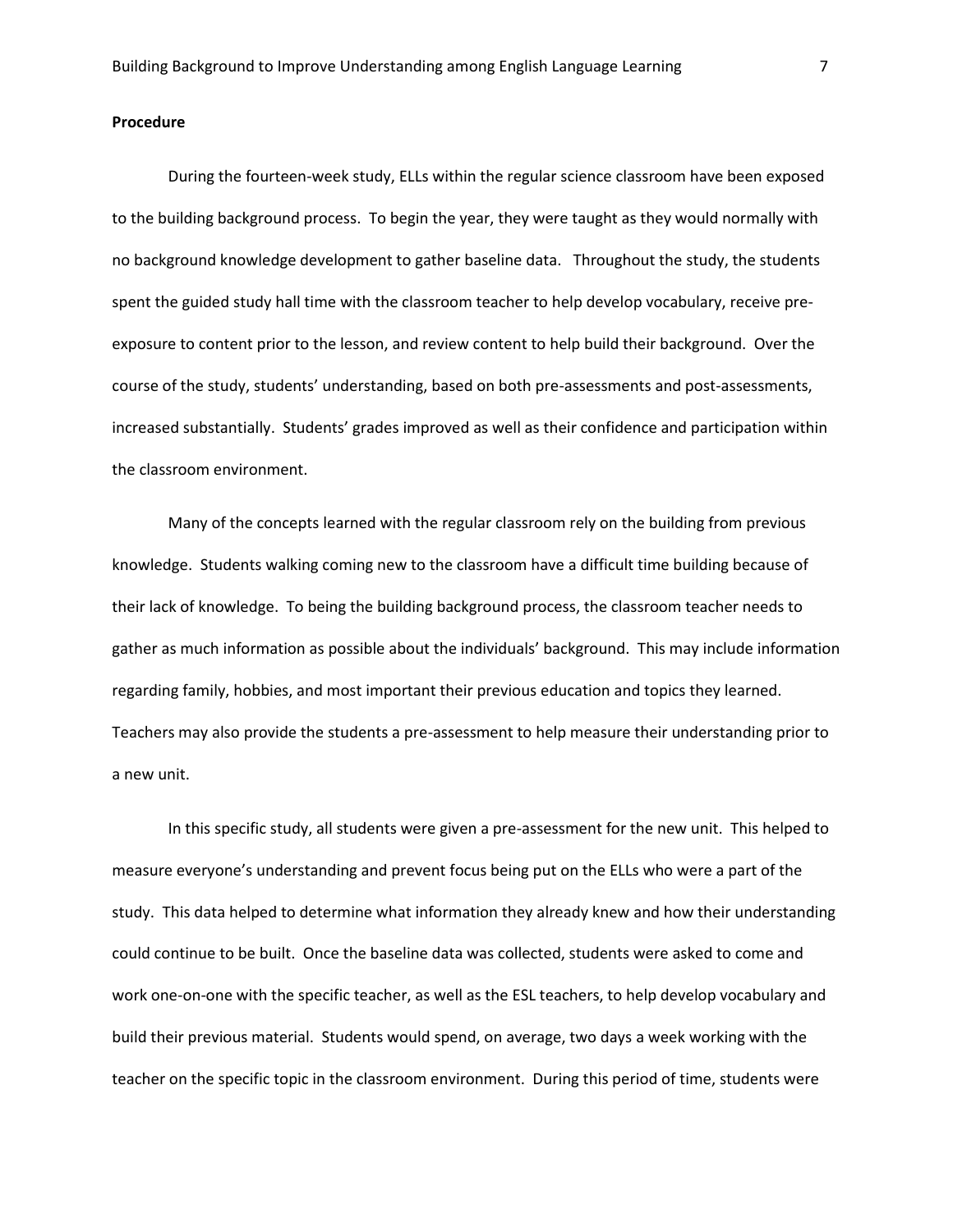**Procedure**

During the fourteen-week study, ELLs within the regular science classroom have been exposed to the building background process. To begin the year, they were taught as they would normally with no background knowledge development to gather baseline data. Throughout the study, the students spent the guided study hall time with the classroom teacher to help develop vocabulary, receive pre-exposure to content prior to the lesson, and review content to help build their background. Over the course of the study, students' understanding, based on both pre-assessments and post-assessments, increased substantially. Students' grades improved as well as their confidence and participation within the classroom environment.

Many of the concepts learned with the regular classroom rely on the building from previous knowledge. Students walking coming new to the classroom have a difficult time building because of their lack of knowledge. To being the building background process, the classroom teacher needs to gather as much information as possible about the individuals' background. This may include information regarding family, hobbies, and most important their previous education and topics they learned. Teachers may also provide the students a pre-assessment to help measure their understanding prior to a new unit.

In this specific study, all students were given a pre-assessment for the new unit. This helped to measure everyone's understanding and prevent focus being put on the ELLs who were a part of the study. This data helped to determine what information they already knew and how their understanding could continue to be built. Once the baseline data was collected, students were asked to come and work one-on-one with the specific teacher, as well as the ESL teachers, to help develop vocabulary and build their previous material. Students would spend, on average, two days a week working with the teacher on the specific topic in the classroom environment. During this period of time, students were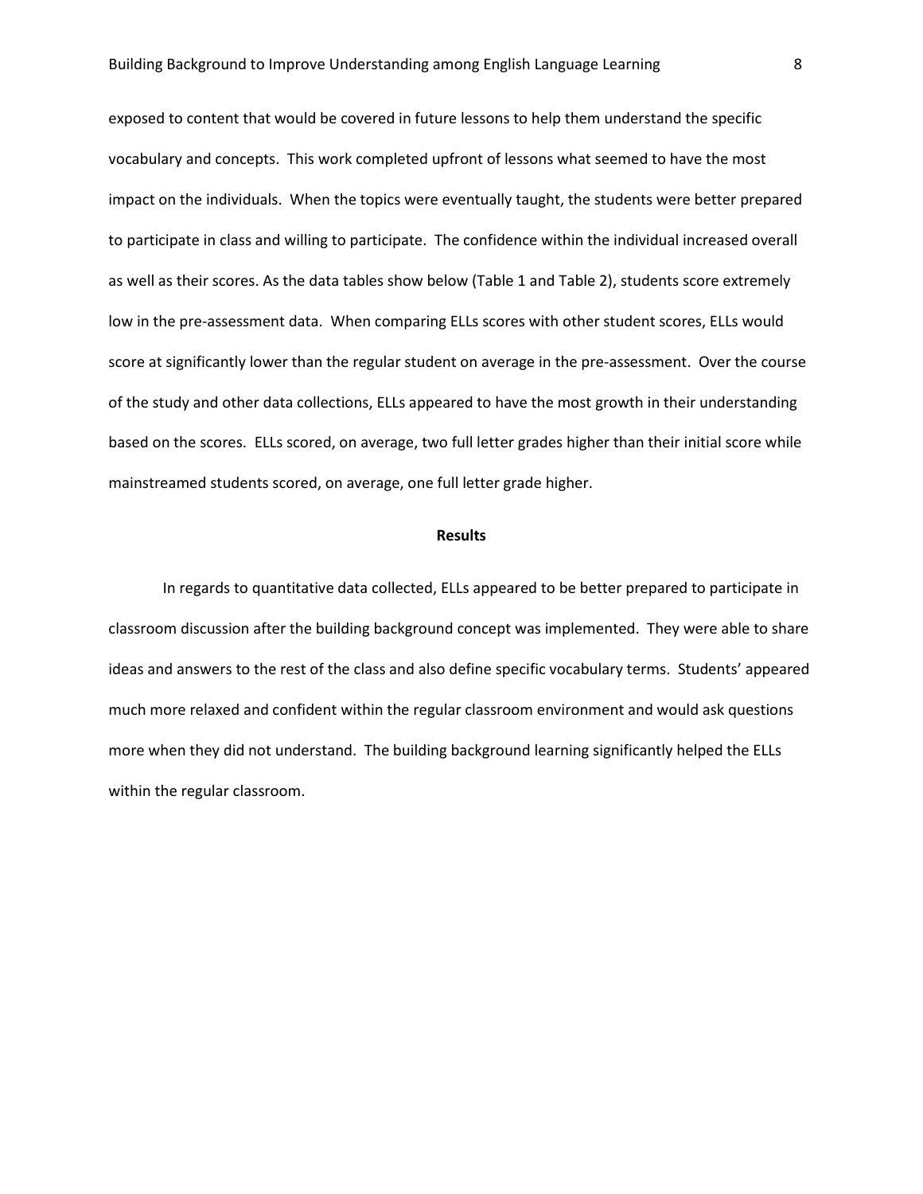exposed to content that would be covered in future lessons to help them understand the specific vocabulary and concepts. This work completed upfront of lessons what seemed to have the most impact on the individuals. When the topics were eventually taught, the students were better prepared to participate in class and willing to participate. The confidence within the individual increased overall as well as their scores. As the data tables show below (Table 1 and Table 2), students score extremely low in the pre-assessment data. When comparing ELLs scores with other student scores, ELLs would score at significantly lower than the regular student on average in the pre-assessment. Over the course of the study and other data collections, ELLs appeared to have the most growth in their understanding based on the scores. ELLs scored, on average, two full letter grades higher than their initial score while mainstreamed students scored, on average, one full letter grade higher.

## Results

In regards to quantitative data collected, ELLs appeared to be better prepared to participate in classroom discussion after the building background concept was implemented. They were able to share ideas and answers to the rest of the class and also define specific vocabulary terms. Students' appeared much more relaxed and confident within the regular classroom environment and would ask questions more when they did not understand. The building background learning significantly helped the ELLs within the regular classroom.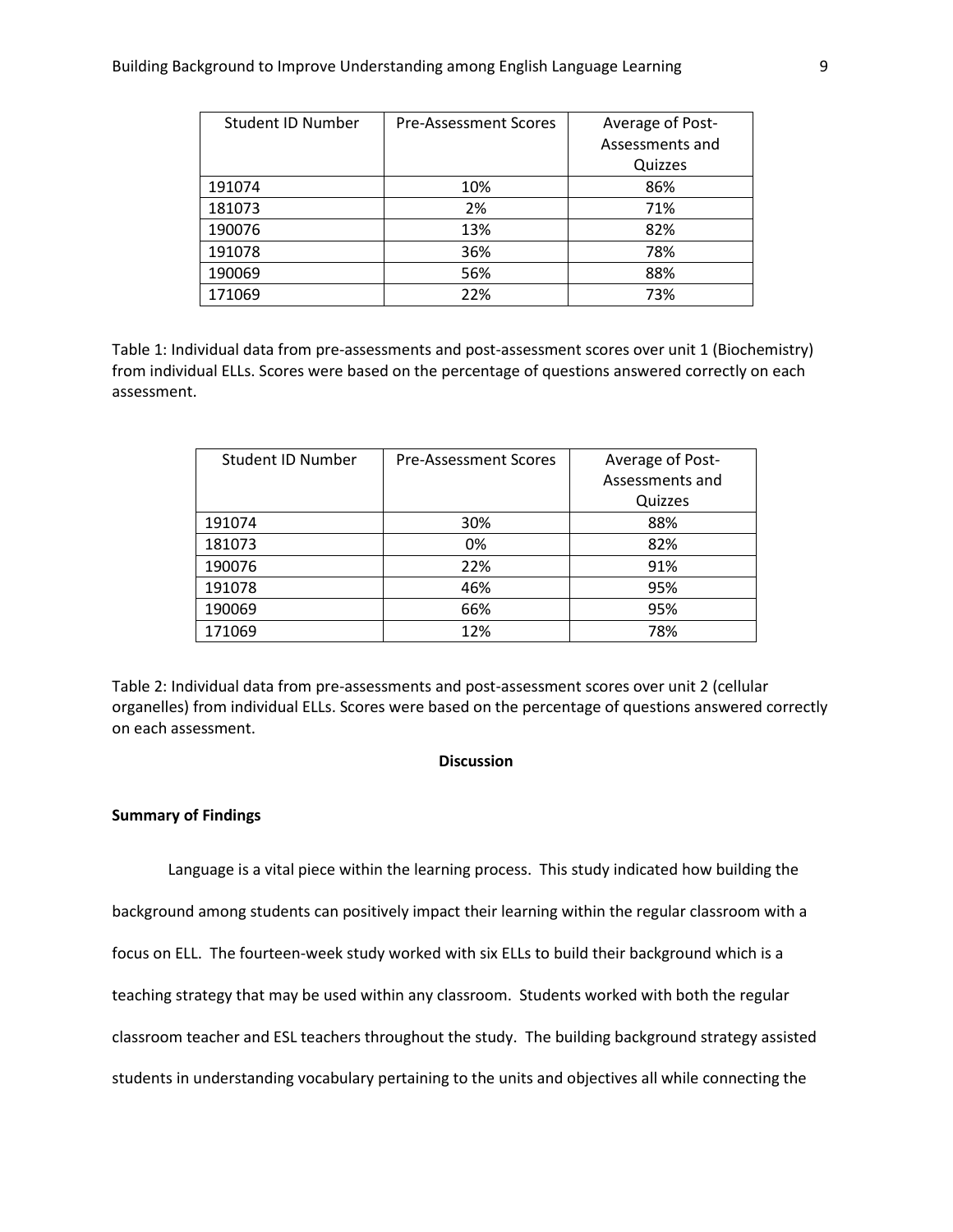| Student ID Number | Pre-Assessment Scores | Average of Post-Assessments and Quizzes |
|---|---|---|
| 191074 | 10% | 86% |
| 181073 | 2% | 71% |
| 190076 | 13% | 82% |
| 191078 | 36% | 78% |
| 190069 | 56% | 88% |
| 171069 | 22% | 73% |

Table 1: Individual data from pre-assessments and post-assessment scores over unit 1 (Biochemistry) from individual ELLs. Scores were based on the percentage of questions answered correctly on each assessment.

| Student ID Number | Pre-Assessment Scores | Average of Post-Assessments and Quizzes |
|---|---|---|
| 191074 | 30% | 88% |
| 181073 | 0% | 82% |
| 190076 | 22% | 91% |
| 191078 | 46% | 95% |
| 190069 | 66% | 95% |
| 171069 | 12% | 78% |

Table 2: Individual data from pre-assessments and post-assessment scores over unit 2 (cellular organelles) from individual ELLs. Scores were based on the percentage of questions answered correctly on each assessment.

## Discussion

### Summary of Findings

Language is a vital piece within the learning process. This study indicated how building the background among students can positively impact their learning within the regular classroom with a focus on ELL. The fourteen-week study worked with six ELLs to build their background which is a teaching strategy that may be used within any classroom. Students worked with both the regular classroom teacher and ESL teachers throughout the study. The building background strategy assisted students in understanding vocabulary pertaining to the units and objectives all while connecting the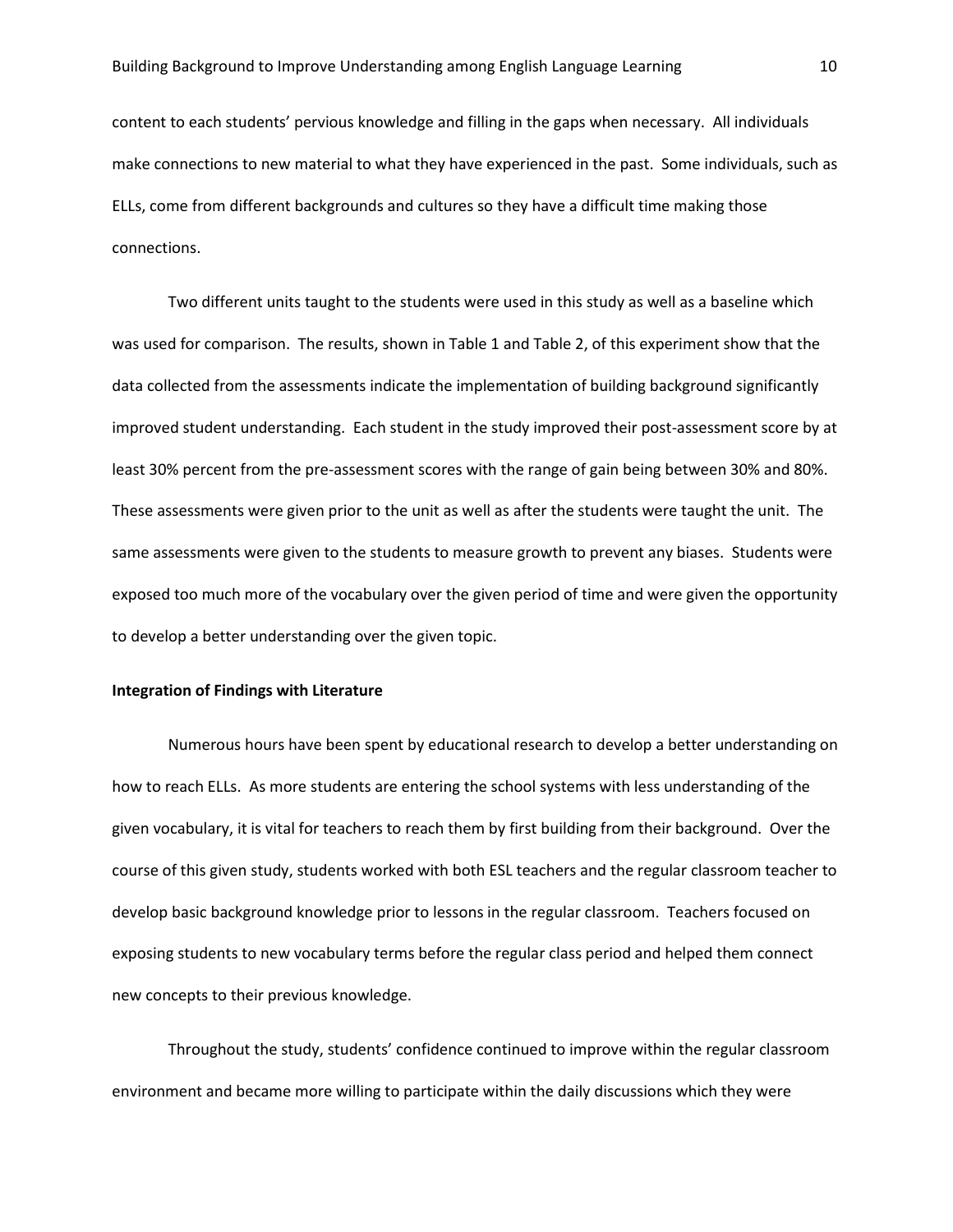content to each students' pervious knowledge and filling in the gaps when necessary. All individuals make connections to new material to what they have experienced in the past. Some individuals, such as ELLs, come from different backgrounds and cultures so they have a difficult time making those connections.

Two different units taught to the students were used in this study as well as a baseline which was used for comparison. The results, shown in Table 1 and Table 2, of this experiment show that the data collected from the assessments indicate the implementation of building background significantly improved student understanding. Each student in the study improved their post-assessment score by at least 30% percent from the pre-assessment scores with the range of gain being between 30% and 80%. These assessments were given prior to the unit as well as after the students were taught the unit. The same assessments were given to the students to measure growth to prevent any biases. Students were exposed too much more of the vocabulary over the given period of time and were given the opportunity to develop a better understanding over the given topic.

**Integration of Findings with Literature**

Numerous hours have been spent by educational research to develop a better understanding on how to reach ELLs. As more students are entering the school systems with less understanding of the given vocabulary, it is vital for teachers to reach them by first building from their background. Over the course of this given study, students worked with both ESL teachers and the regular classroom teacher to develop basic background knowledge prior to lessons in the regular classroom. Teachers focused on exposing students to new vocabulary terms before the regular class period and helped them connect new concepts to their previous knowledge.

Throughout the study, students' confidence continued to improve within the regular classroom environment and became more willing to participate within the daily discussions which they were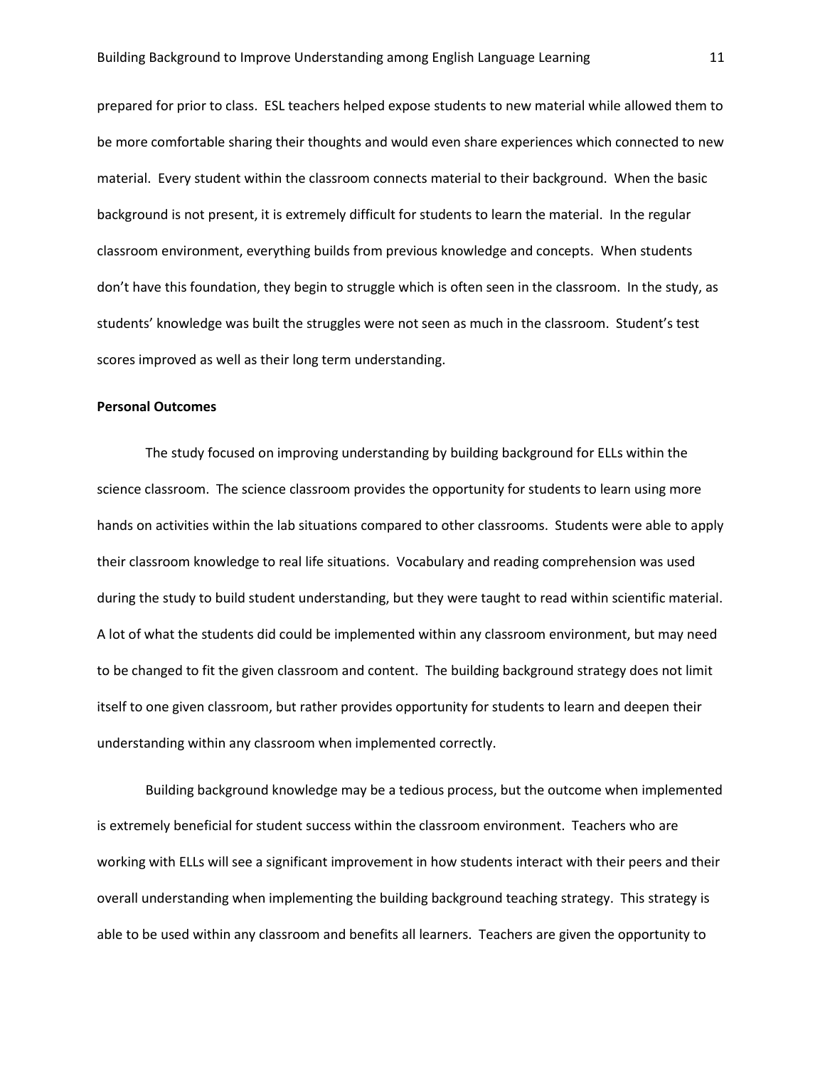prepared for prior to class. ESL teachers helped expose students to new material while allowed them to be more comfortable sharing their thoughts and would even share experiences which connected to new material. Every student within the classroom connects material to their background. When the basic background is not present, it is extremely difficult for students to learn the material. In the regular classroom environment, everything builds from previous knowledge and concepts. When students don't have this foundation, they begin to struggle which is often seen in the classroom. In the study, as students' knowledge was built the struggles were not seen as much in the classroom. Student's test scores improved as well as their long term understanding.

**Personal Outcomes**

The study focused on improving understanding by building background for ELLs within the science classroom. The science classroom provides the opportunity for students to learn using more hands on activities within the lab situations compared to other classrooms. Students were able to apply their classroom knowledge to real life situations. Vocabulary and reading comprehension was used during the study to build student understanding, but they were taught to read within scientific material. A lot of what the students did could be implemented within any classroom environment, but may need to be changed to fit the given classroom and content. The building background strategy does not limit itself to one given classroom, but rather provides opportunity for students to learn and deepen their understanding within any classroom when implemented correctly.

Building background knowledge may be a tedious process, but the outcome when implemented is extremely beneficial for student success within the classroom environment. Teachers who are working with ELLs will see a significant improvement in how students interact with their peers and their overall understanding when implementing the building background teaching strategy. This strategy is able to be used within any classroom and benefits all learners. Teachers are given the opportunity to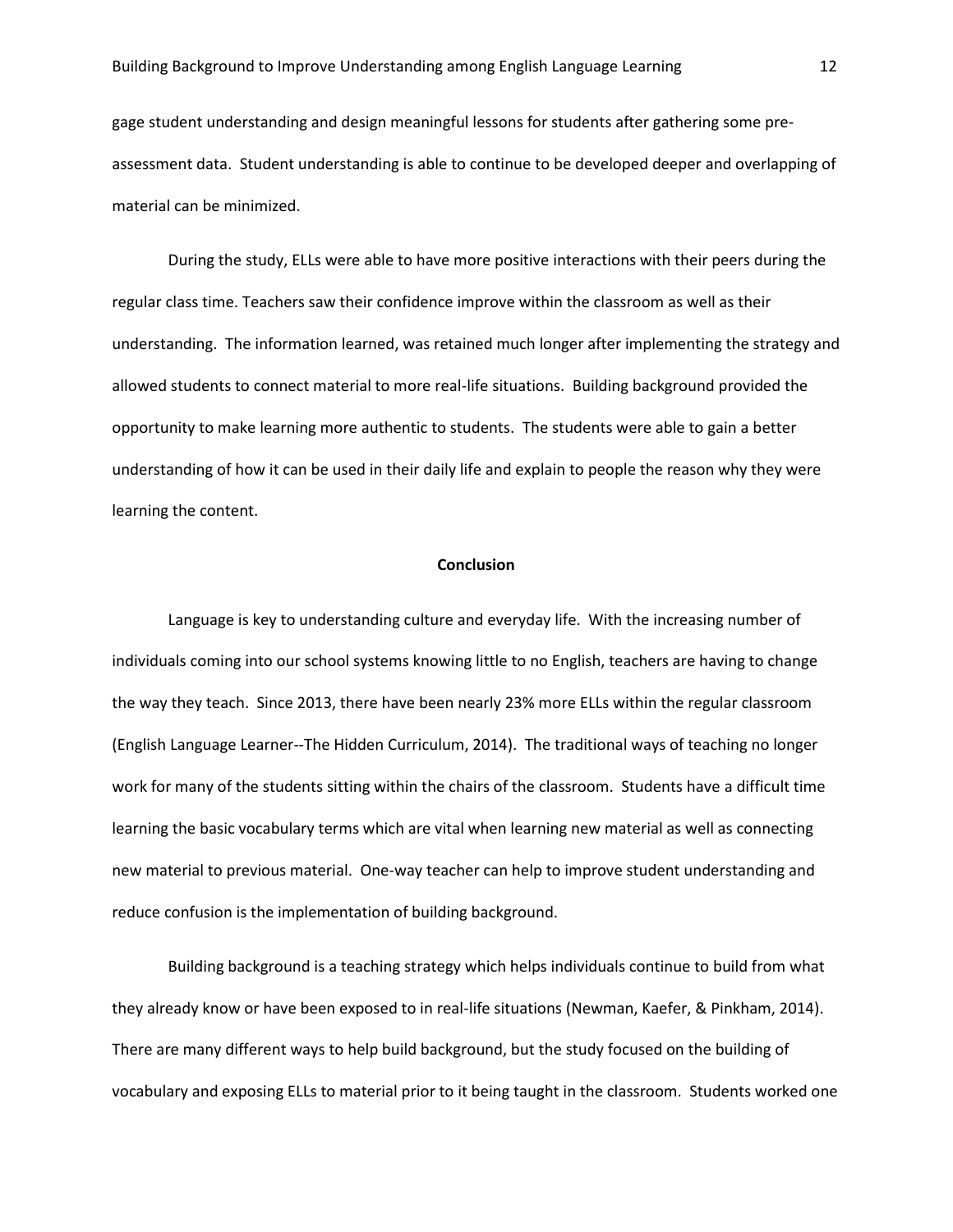gage student understanding and design meaningful lessons for students after gathering some pre-assessment data. Student understanding is able to continue to be developed deeper and overlapping of material can be minimized.

During the study, ELLs were able to have more positive interactions with their peers during the regular class time. Teachers saw their confidence improve within the classroom as well as their understanding. The information learned, was retained much longer after implementing the strategy and allowed students to connect material to more real-life situations. Building background provided the opportunity to make learning more authentic to students. The students were able to gain a better understanding of how it can be used in their daily life and explain to people the reason why they were learning the content.

## Conclusion

Language is key to understanding culture and everyday life. With the increasing number of individuals coming into our school systems knowing little to no English, teachers are having to change the way they teach. Since 2013, there have been nearly 23% more ELLs within the regular classroom (English Language Learner--The Hidden Curriculum, 2014). The traditional ways of teaching no longer work for many of the students sitting within the chairs of the classroom. Students have a difficult time learning the basic vocabulary terms which are vital when learning new material as well as connecting new material to previous material. One-way teacher can help to improve student understanding and reduce confusion is the implementation of building background.

Building background is a teaching strategy which helps individuals continue to build from what they already know or have been exposed to in real-life situations (Newman, Kaefer, & Pinkham, 2014). There are many different ways to help build background, but the study focused on the building of vocabulary and exposing ELLs to material prior to it being taught in the classroom. Students worked one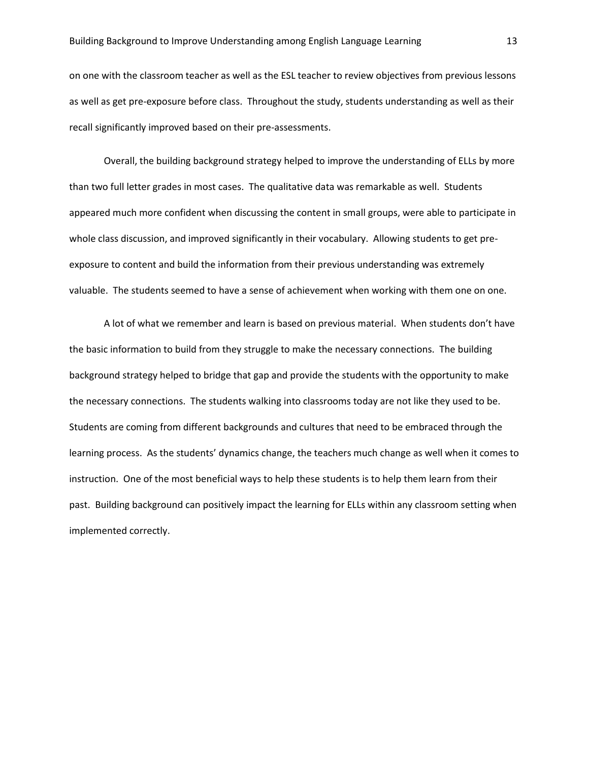on one with the classroom teacher as well as the ESL teacher to review objectives from previous lessons as well as get pre-exposure before class. Throughout the study, students understanding as well as their recall significantly improved based on their pre-assessments.

Overall, the building background strategy helped to improve the understanding of ELLs by more than two full letter grades in most cases. The qualitative data was remarkable as well. Students appeared much more confident when discussing the content in small groups, were able to participate in whole class discussion, and improved significantly in their vocabulary. Allowing students to get pre-exposure to content and build the information from their previous understanding was extremely valuable. The students seemed to have a sense of achievement when working with them one on one.

A lot of what we remember and learn is based on previous material. When students don't have the basic information to build from they struggle to make the necessary connections. The building background strategy helped to bridge that gap and provide the students with the opportunity to make the necessary connections. The students walking into classrooms today are not like they used to be. Students are coming from different backgrounds and cultures that need to be embraced through the learning process. As the students' dynamics change, the teachers much change as well when it comes to instruction. One of the most beneficial ways to help these students is to help them learn from their past. Building background can positively impact the learning for ELLs within any classroom setting when implemented correctly.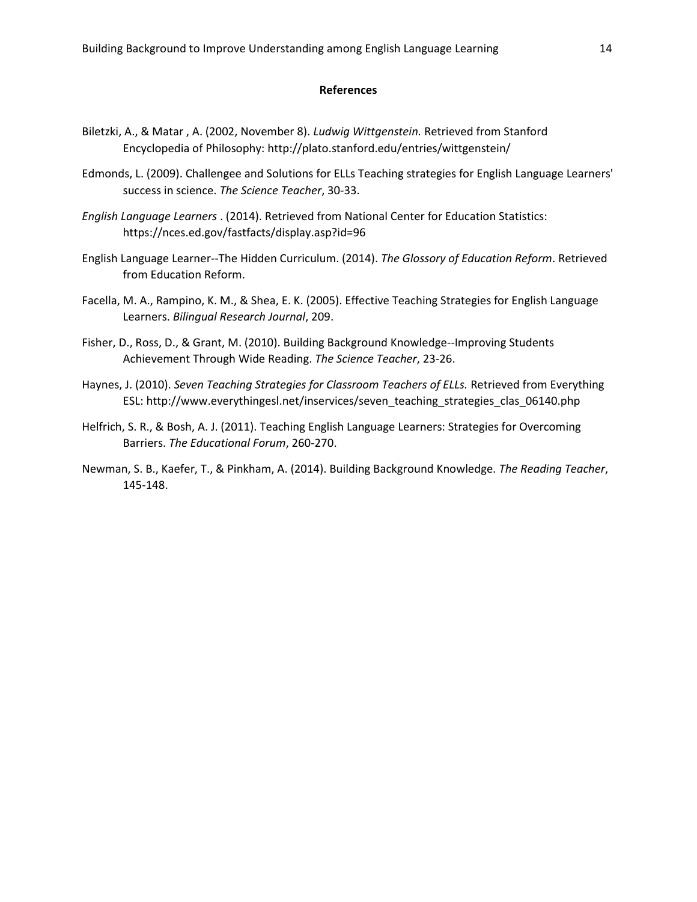## References

Biletzki, A., & Matar , A. (2002, November 8). *Ludwig Wittgenstein.* Retrieved from Stanford Encyclopedia of Philosophy: http://plato.stanford.edu/entries/wittgenstein/

Edmonds, L. (2009). Challengee and Solutions for ELLs Teaching strategies for English Language Learners' success in science. *The Science Teacher*, 30-33.

*English Language Learners* . (2014). Retrieved from National Center for Education Statistics: https://nces.ed.gov/fastfacts/display.asp?id=96

English Language Learner--The Hidden Curriculum. (2014). *The Glossory of Education Reform*. Retrieved from Education Reform.

Facella, M. A., Rampino, K. M., & Shea, E. K. (2005). Effective Teaching Strategies for English Language Learners. *Bilingual Research Journal*, 209.

Fisher, D., Ross, D., & Grant, M. (2010). Building Background Knowledge--Improving Students Achievement Through Wide Reading. *The Science Teacher*, 23-26.

Haynes, J. (2010). *Seven Teaching Strategies for Classroom Teachers of ELLs.* Retrieved from Everything ESL: http://www.everythingesl.net/inservices/seven_teaching_strategies_clas_06140.php

Helfrich, S. R., & Bosh, A. J. (2011). Teaching English Language Learners: Strategies for Overcoming Barriers. *The Educational Forum*, 260-270.

Newman, S. B., Kaefer, T., & Pinkham, A. (2014). Building Background Knowledge. *The Reading Teacher*, 145-148.